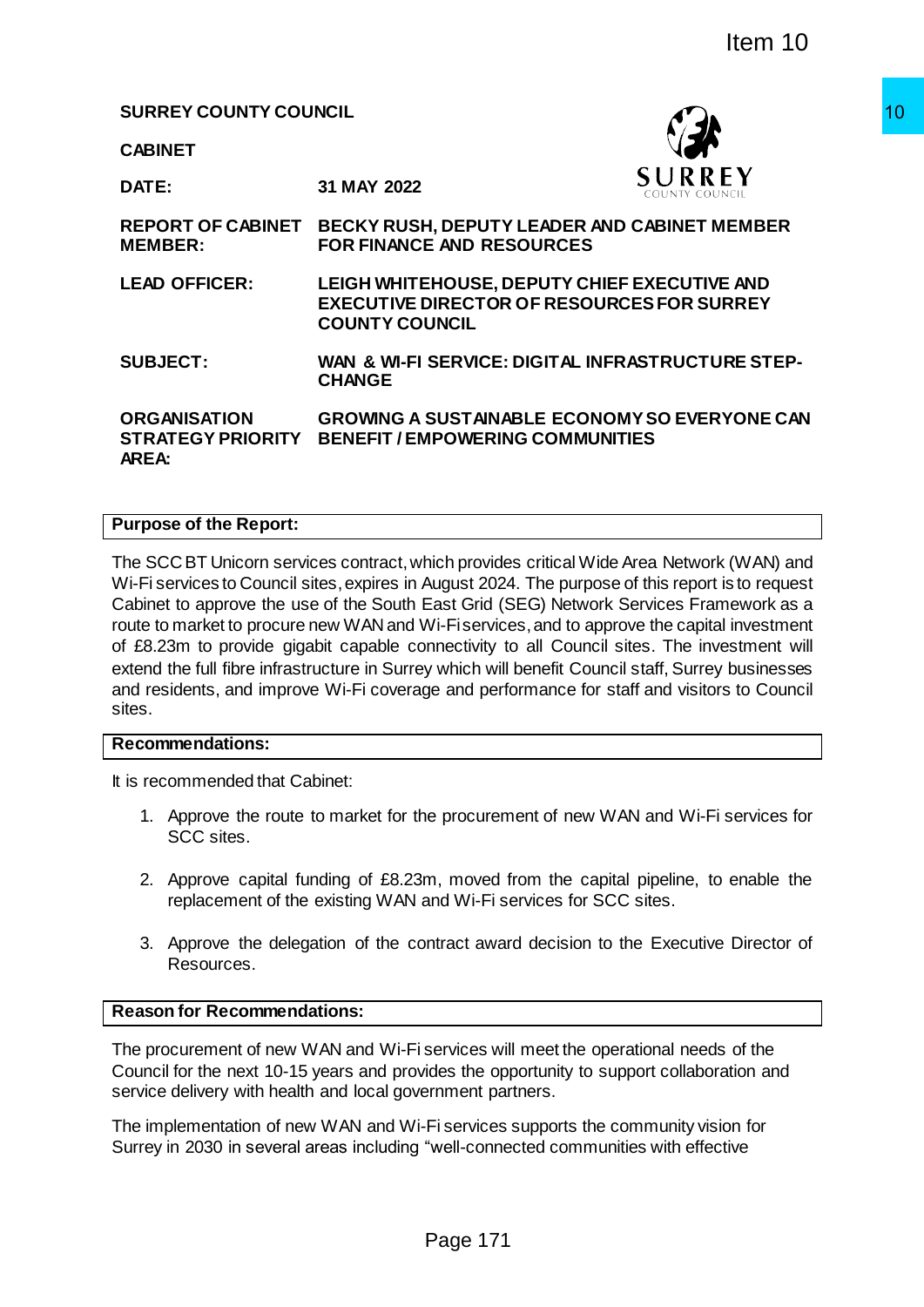Item 10

**SURREY COUNTY COUNCIL**

**CABINET**

| | |
|---|---|
| **DATE:** | **31 MAY 2022** |
| **REPORT OF CABINET MEMBER:** | **BECKY RUSH, DEPUTY LEADER AND CABINET MEMBER FOR FINANCE AND RESOURCES** |
| **LEAD OFFICER:** | **LEIGH WHITEHOUSE, DEPUTY CHIEF EXECUTIVE AND EXECUTIVE DIRECTOR OF RESOURCES FOR SURREY COUNTY COUNCIL** |
| **SUBJECT:** | **WAN & WI-FI SERVICE: DIGITAL INFRASTRUCTURE STEP-CHANGE** |
| **ORGANISATION STRATEGY PRIORITY AREA:** | **GROWING A SUSTAINABLE ECONOMY SO EVERYONE CAN BENEFIT / EMPOWERING COMMUNITIES** |

## Purpose of the Report:

The SCC BT Unicorn services contract, which provides critical Wide Area Network (WAN) and Wi-Fi services to Council sites, expires in August 2024. The purpose of this report is to request Cabinet to approve the use of the South East Grid (SEG) Network Services Framework as a route to market to procure new WAN and Wi-Fi services, and to approve the capital investment of £8.23m to provide gigabit capable connectivity to all Council sites. The investment will extend the full fibre infrastructure in Surrey which will benefit Council staff, Surrey businesses and residents, and improve Wi-Fi coverage and performance for staff and visitors to Council sites.

## Recommendations:

It is recommended that Cabinet:

1. Approve the route to market for the procurement of new WAN and Wi-Fi services for SCC sites.

2. Approve capital funding of £8.23m, moved from the capital pipeline, to enable the replacement of the existing WAN and Wi-Fi services for SCC sites.

3. Approve the delegation of the contract award decision to the Executive Director of Resources.

## Reason for Recommendations:

The procurement of new WAN and Wi-Fi services will meet the operational needs of the Council for the next 10-15 years and provides the opportunity to support collaboration and service delivery with health and local government partners.

The implementation of new WAN and Wi-Fi services supports the community vision for Surrey in 2030 in several areas including "well-connected communities with effective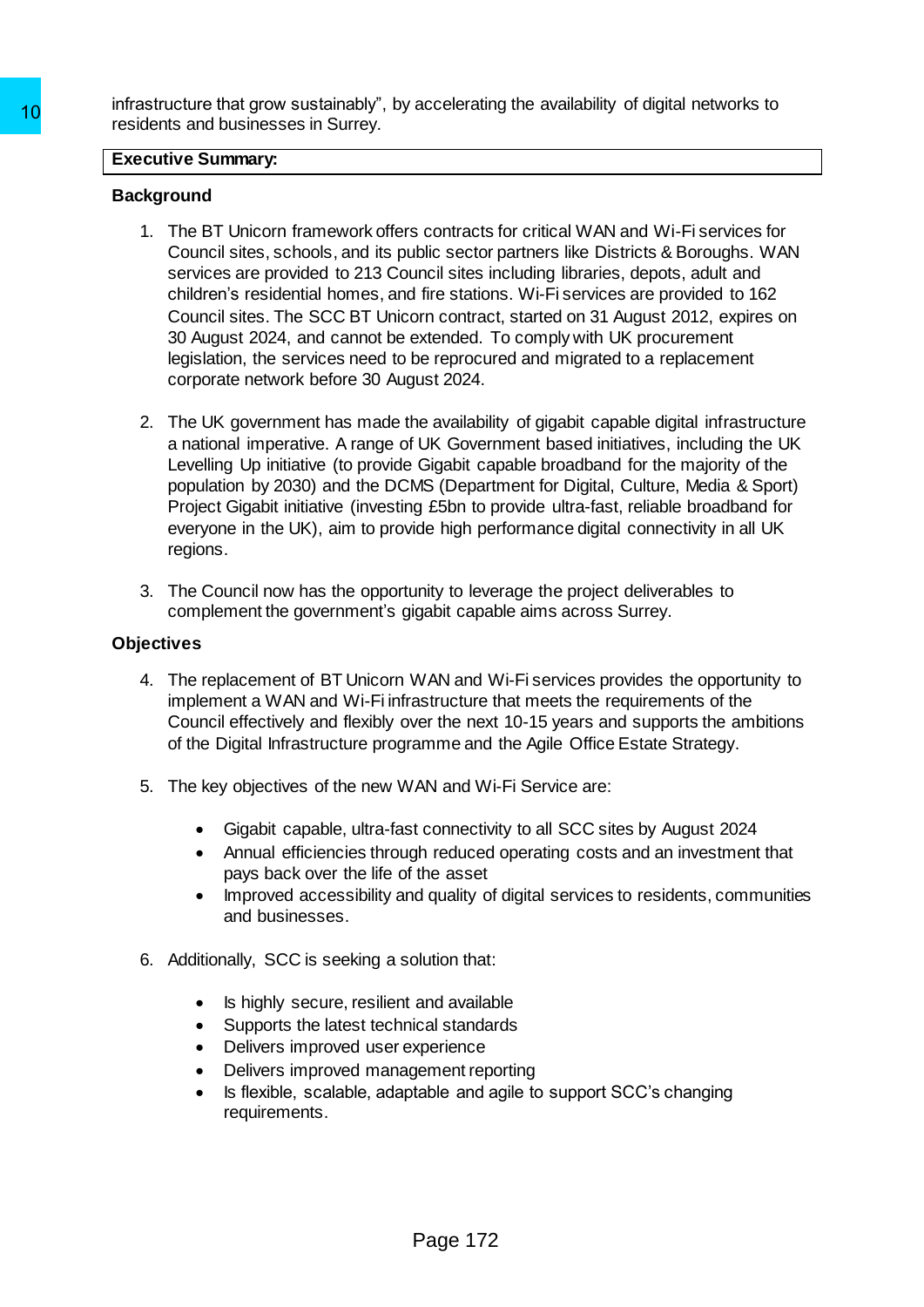infrastructure that grow sustainably", by accelerating the availability of digital networks to residents and businesses in Surrey.

**Executive Summary:**

**Background**

1. The BT Unicorn framework offers contracts for critical WAN and Wi-Fi services for Council sites, schools, and its public sector partners like Districts & Boroughs. WAN services are provided to 213 Council sites including libraries, depots, adult and children's residential homes, and fire stations. Wi-Fi services are provided to 162 Council sites. The SCC BT Unicorn contract, started on 31 August 2012, expires on 30 August 2024, and cannot be extended. To comply with UK procurement legislation, the services need to be reprocured and migrated to a replacement corporate network before 30 August 2024.

2. The UK government has made the availability of gigabit capable digital infrastructure a national imperative. A range of UK Government based initiatives, including the UK Levelling Up initiative (to provide Gigabit capable broadband for the majority of the population by 2030) and the DCMS (Department for Digital, Culture, Media & Sport) Project Gigabit initiative (investing £5bn to provide ultra-fast, reliable broadband for everyone in the UK), aim to provide high performance digital connectivity in all UK regions.

3. The Council now has the opportunity to leverage the project deliverables to complement the government's gigabit capable aims across Surrey.

**Objectives**

4. The replacement of BT Unicorn WAN and Wi-Fi services provides the opportunity to implement a WAN and Wi-Fi infrastructure that meets the requirements of the Council effectively and flexibly over the next 10-15 years and supports the ambitions of the Digital Infrastructure programme and the Agile Office Estate Strategy.

5. The key objectives of the new WAN and Wi-Fi Service are:

   - Gigabit capable, ultra-fast connectivity to all SCC sites by August 2024
   - Annual efficiencies through reduced operating costs and an investment that pays back over the life of the asset
   - Improved accessibility and quality of digital services to residents, communities and businesses.

6. Additionally, SCC is seeking a solution that:

   - Is highly secure, resilient and available
   - Supports the latest technical standards
   - Delivers improved user experience
   - Delivers improved management reporting
   - Is flexible, scalable, adaptable and agile to support SCC's changing requirements.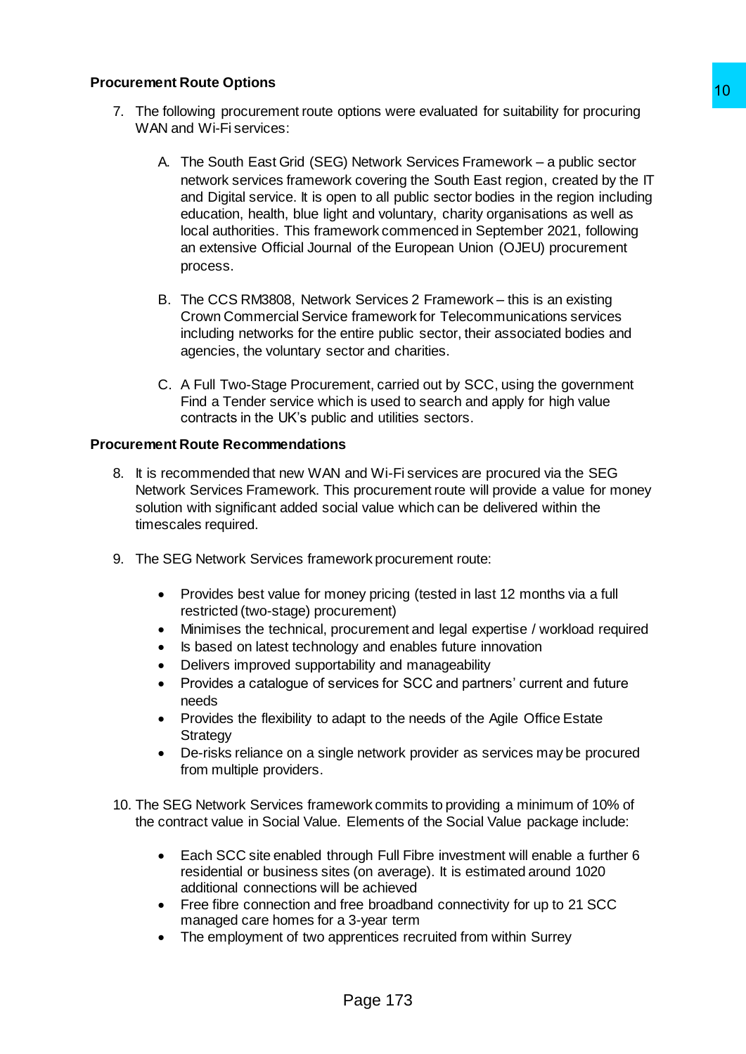**Procurement Route Options**

7. The following procurement route options were evaluated for suitability for procuring WAN and Wi-Fi services:

   A. The South East Grid (SEG) Network Services Framework – a public sector network services framework covering the South East region, created by the IT and Digital service. It is open to all public sector bodies in the region including education, health, blue light and voluntary, charity organisations as well as local authorities. This framework commenced in September 2021, following an extensive Official Journal of the European Union (OJEU) procurement process.

   B. The CCS RM3808, Network Services 2 Framework – this is an existing Crown Commercial Service framework for Telecommunications services including networks for the entire public sector, their associated bodies and agencies, the voluntary sector and charities.

   C. A Full Two-Stage Procurement, carried out by SCC, using the government Find a Tender service which is used to search and apply for high value contracts in the UK's public and utilities sectors.

**Procurement Route Recommendations**

8. It is recommended that new WAN and Wi-Fi services are procured via the SEG Network Services Framework. This procurement route will provide a value for money solution with significant added social value which can be delivered within the timescales required.

9. The SEG Network Services framework procurement route:

   - Provides best value for money pricing (tested in last 12 months via a full restricted (two-stage) procurement)
   - Minimises the technical, procurement and legal expertise / workload required
   - Is based on latest technology and enables future innovation
   - Delivers improved supportability and manageability
   - Provides a catalogue of services for SCC and partners' current and future needs
   - Provides the flexibility to adapt to the needs of the Agile Office Estate Strategy
   - De-risks reliance on a single network provider as services may be procured from multiple providers.

10. The SEG Network Services framework commits to providing a minimum of 10% of the contract value in Social Value. Elements of the Social Value package include:

    - Each SCC site enabled through Full Fibre investment will enable a further 6 residential or business sites (on average). It is estimated around 1020 additional connections will be achieved
    - Free fibre connection and free broadband connectivity for up to 21 SCC managed care homes for a 3-year term
    - The employment of two apprentices recruited from within Surrey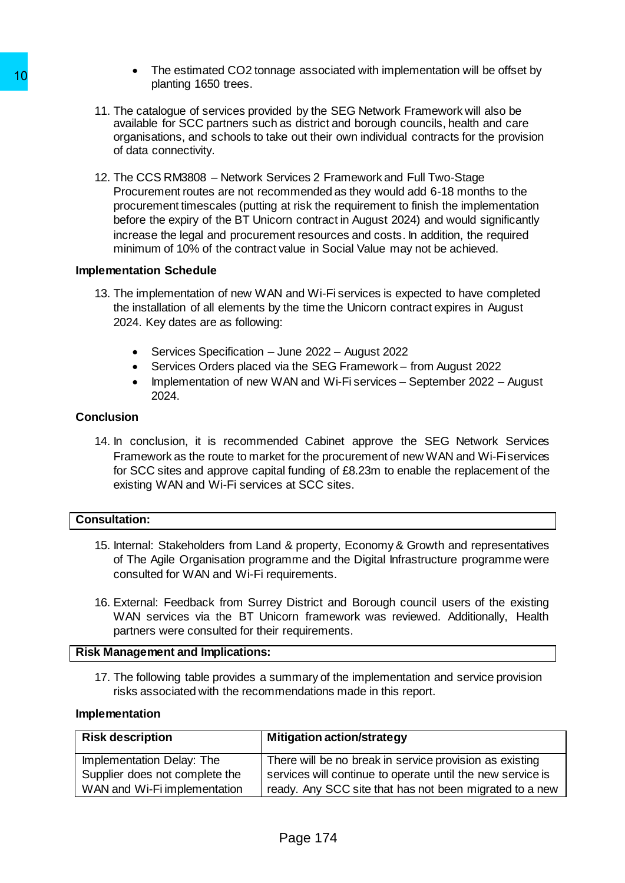- The estimated $CO_2$ tonnage associated with implementation will be offset by planting 1650 trees.

11. The catalogue of services provided by the SEG Network Framework will also be available for SCC partners such as district and borough councils, health and care organisations, and schools to take out their own individual contracts for the provision of data connectivity.

12. The CCS RM3808 – Network Services 2 Framework and Full Two-Stage Procurement routes are not recommended as they would add 6-18 months to the procurement timescales (putting at risk the requirement to finish the implementation before the expiry of the BT Unicorn contract in August 2024) and would significantly increase the legal and procurement resources and costs. In addition, the required minimum of 10% of the contract value in Social Value may not be achieved.

**Implementation Schedule**

13. The implementation of new WAN and Wi-Fi services is expected to have completed the installation of all elements by the time the Unicorn contract expires in August 2024. Key dates are as following:

    - Services Specification – June 2022 – August 2022
    - Services Orders placed via the SEG Framework – from August 2022
    - Implementation of new WAN and Wi-Fi services – September 2022 – August 2024.

**Conclusion**

14. In conclusion, it is recommended Cabinet approve the SEG Network Services Framework as the route to market for the procurement of new WAN and Wi-Fi services for SCC sites and approve capital funding of £8.23m to enable the replacement of the existing WAN and Wi-Fi services at SCC sites.

**Consultation:**

15. Internal: Stakeholders from Land & property, Economy & Growth and representatives of The Agile Organisation programme and the Digital Infrastructure programme were consulted for WAN and Wi-Fi requirements.

16. External: Feedback from Surrey District and Borough council users of the existing WAN services via the BT Unicorn framework was reviewed. Additionally, Health partners were consulted for their requirements.

**Risk Management and Implications:**

17. The following table provides a summary of the implementation and service provision risks associated with the recommendations made in this report.

**Implementation**

| Risk description | Mitigation action/strategy |
|---|---|
| Implementation Delay: The Supplier does not complete the WAN and Wi-Fi implementation | There will be no break in service provision as existing services will continue to operate until the new service is ready. Any SCC site that has not been migrated to a new |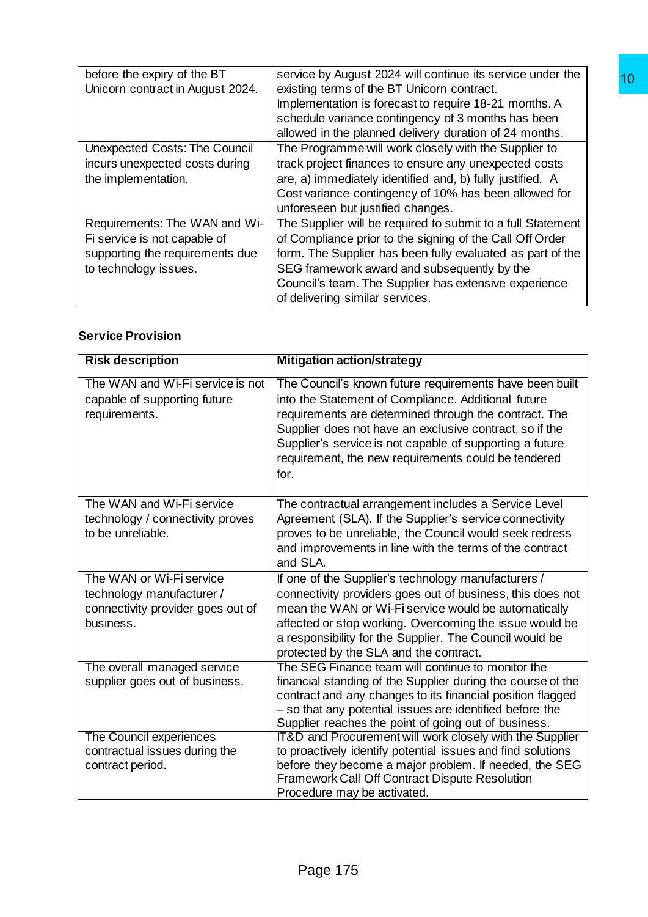| | |
|---|---|
| before the expiry of the BT Unicorn contract in August 2024. | service by August 2024 will continue its service under the existing terms of the BT Unicorn contract. Implementation is forecast to require 18-21 months. A schedule variance contingency of 3 months has been allowed in the planned delivery duration of 24 months. |
| Unexpected Costs: The Council incurs unexpected costs during the implementation. | The Programme will work closely with the Supplier to track project finances to ensure any unexpected costs are, a) immediately identified and, b) fully justified. A Cost variance contingency of 10% has been allowed for unforeseen but justified changes. |
| Requirements: The WAN and Wi-Fi service is not capable of supporting the requirements due to technology issues. | The Supplier will be required to submit to a full Statement of Compliance prior to the signing of the Call Off Order form. The Supplier has been fully evaluated as part of the SEG framework award and subsequently by the Council's team. The Supplier has extensive experience of delivering similar services. |

**Service Provision**

| Risk description | Mitigation action/strategy |
|---|---|
| The WAN and Wi-Fi service is not capable of supporting future requirements. | The Council's known future requirements have been built into the Statement of Compliance. Additional future requirements are determined through the contract. The Supplier does not have an exclusive contract, so if the Supplier's service is not capable of supporting a future requirement, the new requirements could be tendered for. |
| The WAN and Wi-Fi service technology / connectivity proves to be unreliable. | The contractual arrangement includes a Service Level Agreement (SLA). If the Supplier's service connectivity proves to be unreliable, the Council would seek redress and improvements in line with the terms of the contract and SLA. |
| The WAN or Wi-Fi service technology manufacturer / connectivity provider goes out of business. | If one of the Supplier's technology manufacturers / connectivity providers goes out of business, this does not mean the WAN or Wi-Fi service would be automatically affected or stop working. Overcoming the issue would be a responsibility for the Supplier. The Council would be protected by the SLA and the contract. |
| The overall managed service supplier goes out of business. | The SEG Finance team will continue to monitor the financial standing of the Supplier during the course of the contract and any changes to its financial position flagged – so that any potential issues are identified before the Supplier reaches the point of going out of business. |
| The Council experiences contractual issues during the contract period. | IT&D and Procurement will work closely with the Supplier to proactively identify potential issues and find solutions before they become a major problem. If needed, the SEG Framework Call Off Contract Dispute Resolution Procedure may be activated. |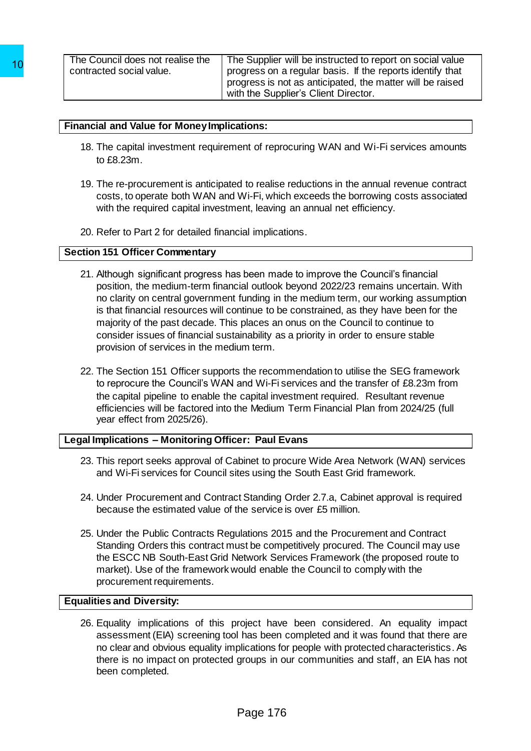| The Council does not realise the contracted social value. | The Supplier will be instructed to report on social value progress on a regular basis. If the reports identify that progress is not as anticipated, the matter will be raised with the Supplier's Client Director. |
|---|---|

**Financial and Value for Money Implications:**

18. The capital investment requirement of reprocuring WAN and Wi-Fi services amounts to £8.23m.

19. The re-procurement is anticipated to realise reductions in the annual revenue contract costs, to operate both WAN and Wi-Fi, which exceeds the borrowing costs associated with the required capital investment, leaving an annual net efficiency.

20. Refer to Part 2 for detailed financial implications.

**Section 151 Officer Commentary**

21. Although significant progress has been made to improve the Council's financial position, the medium-term financial outlook beyond 2022/23 remains uncertain. With no clarity on central government funding in the medium term, our working assumption is that financial resources will continue to be constrained, as they have been for the majority of the past decade. This places an onus on the Council to continue to consider issues of financial sustainability as a priority in order to ensure stable provision of services in the medium term.

22. The Section 151 Officer supports the recommendation to utilise the SEG framework to reprocure the Council's WAN and Wi-Fi services and the transfer of £8.23m from the capital pipeline to enable the capital investment required. Resultant revenue efficiencies will be factored into the Medium Term Financial Plan from 2024/25 (full year effect from 2025/26).

**Legal Implications – Monitoring Officer: Paul Evans**

23. This report seeks approval of Cabinet to procure Wide Area Network (WAN) services and Wi-Fi services for Council sites using the South East Grid framework.

24. Under Procurement and Contract Standing Order 2.7.a, Cabinet approval is required because the estimated value of the service is over £5 million.

25. Under the Public Contracts Regulations 2015 and the Procurement and Contract Standing Orders this contract must be competitively procured. The Council may use the ESCC NB South-East Grid Network Services Framework (the proposed route to market). Use of the framework would enable the Council to comply with the procurement requirements.

**Equalities and Diversity:**

26. Equality implications of this project have been considered. An equality impact assessment (EIA) screening tool has been completed and it was found that there are no clear and obvious equality implications for people with protected characteristics. As there is no impact on protected groups in our communities and staff, an EIA has not been completed.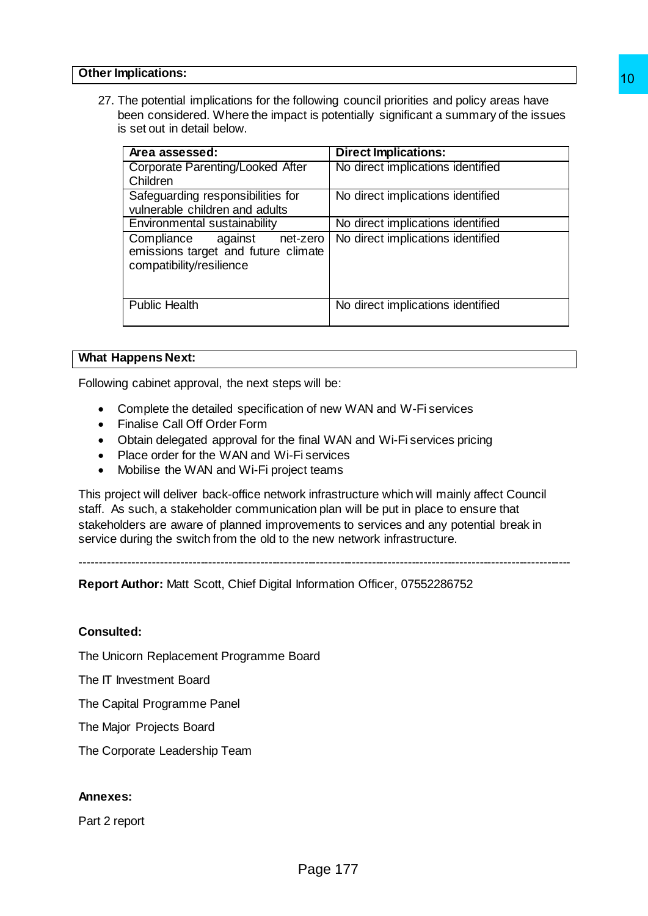**Other Implications:**

27. The potential implications for the following council priorities and policy areas have been considered. Where the impact is potentially significant a summary of the issues is set out in detail below.

| Area assessed: | Direct Implications: |
|---|---|
| Corporate Parenting/Looked After Children | No direct implications identified |
| Safeguarding responsibilities for vulnerable children and adults | No direct implications identified |
| Environmental sustainability | No direct implications identified |
| Compliance against net-zero emissions target and future climate compatibility/resilience | No direct implications identified |
| Public Health | No direct implications identified |

**What Happens Next:**

Following cabinet approval, the next steps will be:

- Complete the detailed specification of new WAN and W-Fi services
- Finalise Call Off Order Form
- Obtain delegated approval for the final WAN and Wi-Fi services pricing
- Place order for the WAN and Wi-Fi services
- Mobilise the WAN and Wi-Fi project teams

This project will deliver back-office network infrastructure which will mainly affect Council staff. As such, a stakeholder communication plan will be put in place to ensure that stakeholders are aware of planned improvements to services and any potential break in service during the switch from the old to the new network infrastructure.

---

**Report Author:** Matt Scott, Chief Digital Information Officer, 07552286752

**Consulted:**

The Unicorn Replacement Programme Board

The IT Investment Board

The Capital Programme Panel

The Major Projects Board

The Corporate Leadership Team

**Annexes:**

Part 2 report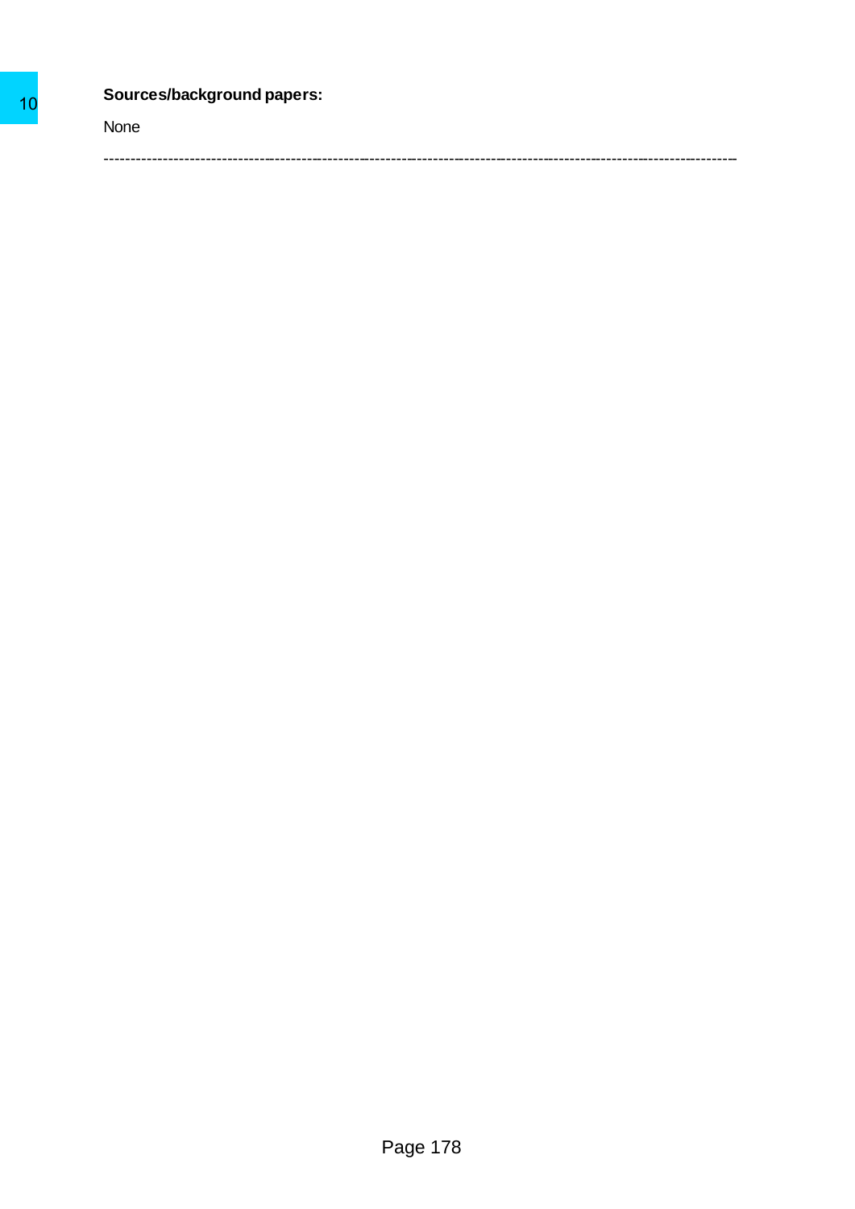**Sources/background papers:**

None

---